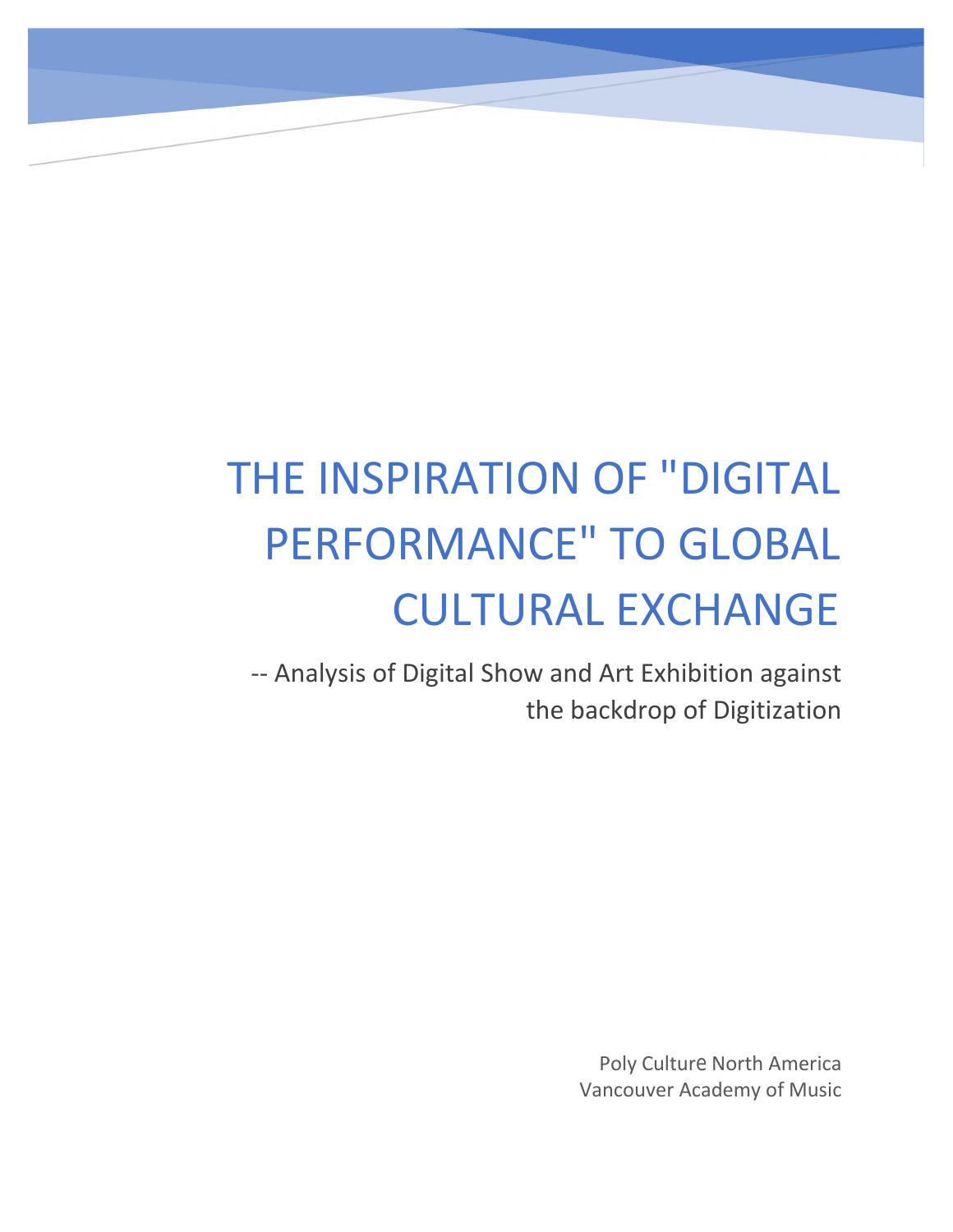# THE INSPIRATION OF "DIGITAL PERFORMANCE" TO GLOBAL CULTURAL EXCHANGE

-- Analysis of Digital Show and Art Exhibition against the backdrop of Digitization

Poly Culture North America
Vancouver Academy of Music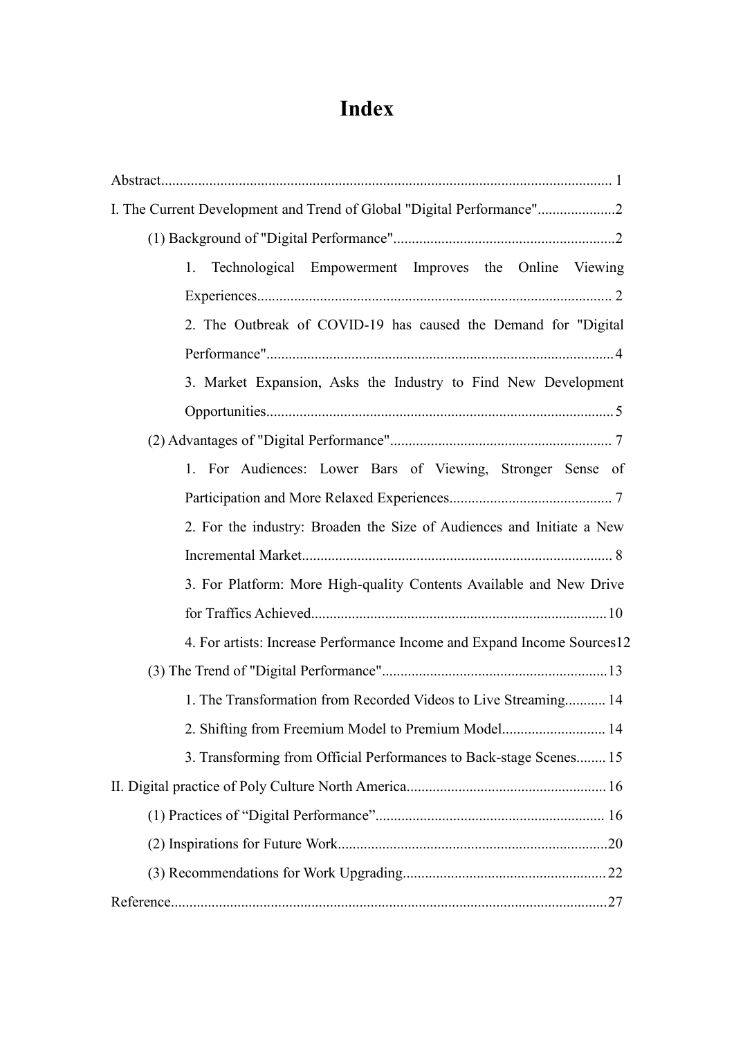# Index

Abstract........................................................................................................................ 1

I. The Current Development and Trend of Global "Digital Performance".....................2

(1) Background of "Digital Performance"............................................................2

1. Technological Empowerment Improves the Online Viewing Experiences................................................................................................ 2

2. The Outbreak of COVID-19 has caused the Demand for "Digital Performance"..............................................................................................4

3. Market Expansion, Asks the Industry to Find New Development Opportunities..............................................................................................5

(2) Advantages of "Digital Performance"............................................................ 7

1. For Audiences: Lower Bars of Viewing, Stronger Sense of Participation and More Relaxed Experiences............................................ 7

2. For the industry: Broaden the Size of Audiences and Initiate a New Incremental Market.................................................................................... 8

3. For Platform: More High-quality Contents Available and New Drive for Traffics Achieved................................................................................10

4. For artists: Increase Performance Income and Expand Income Sources12

(3) The Trend of "Digital Performance".............................................................13

1. The Transformation from Recorded Videos to Live Streaming........... 14

2. Shifting from Freemium Model to Premium Model............................ 14

3. Transforming from Official Performances to Back-stage Scenes........ 15

II. Digital practice of Poly Culture North America.....................................................16

(1) Practices of "Digital Performance"............................................................. 16

(2) Inspirations for Future Work.........................................................................20

(3) Recommendations for Work Upgrading...................................................... 22

Reference.....................................................................................................................27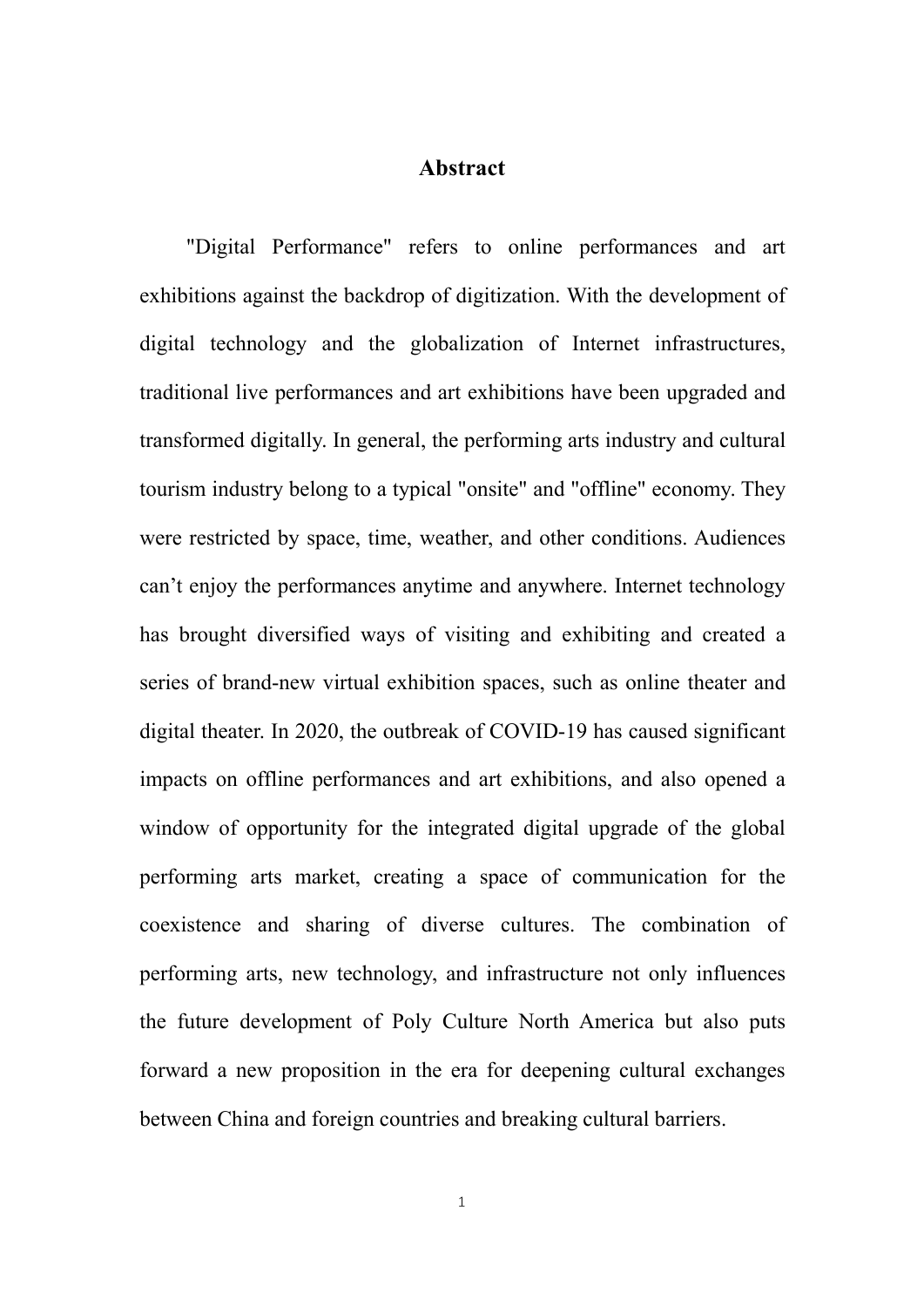# Abstract

"Digital Performance" refers to online performances and art exhibitions against the backdrop of digitization. With the development of digital technology and the globalization of Internet infrastructures, traditional live performances and art exhibitions have been upgraded and transformed digitally. In general, the performing arts industry and cultural tourism industry belong to a typical "onsite" and "offline" economy. They were restricted by space, time, weather, and other conditions. Audiences can't enjoy the performances anytime and anywhere. Internet technology has brought diversified ways of visiting and exhibiting and created a series of brand-new virtual exhibition spaces, such as online theater and digital theater. In 2020, the outbreak of COVID-19 has caused significant impacts on offline performances and art exhibitions, and also opened a window of opportunity for the integrated digital upgrade of the global performing arts market, creating a space of communication for the coexistence and sharing of diverse cultures. The combination of performing arts, new technology, and infrastructure not only influences the future development of Poly Culture North America but also puts forward a new proposition in the era for deepening cultural exchanges between China and foreign countries and breaking cultural barriers.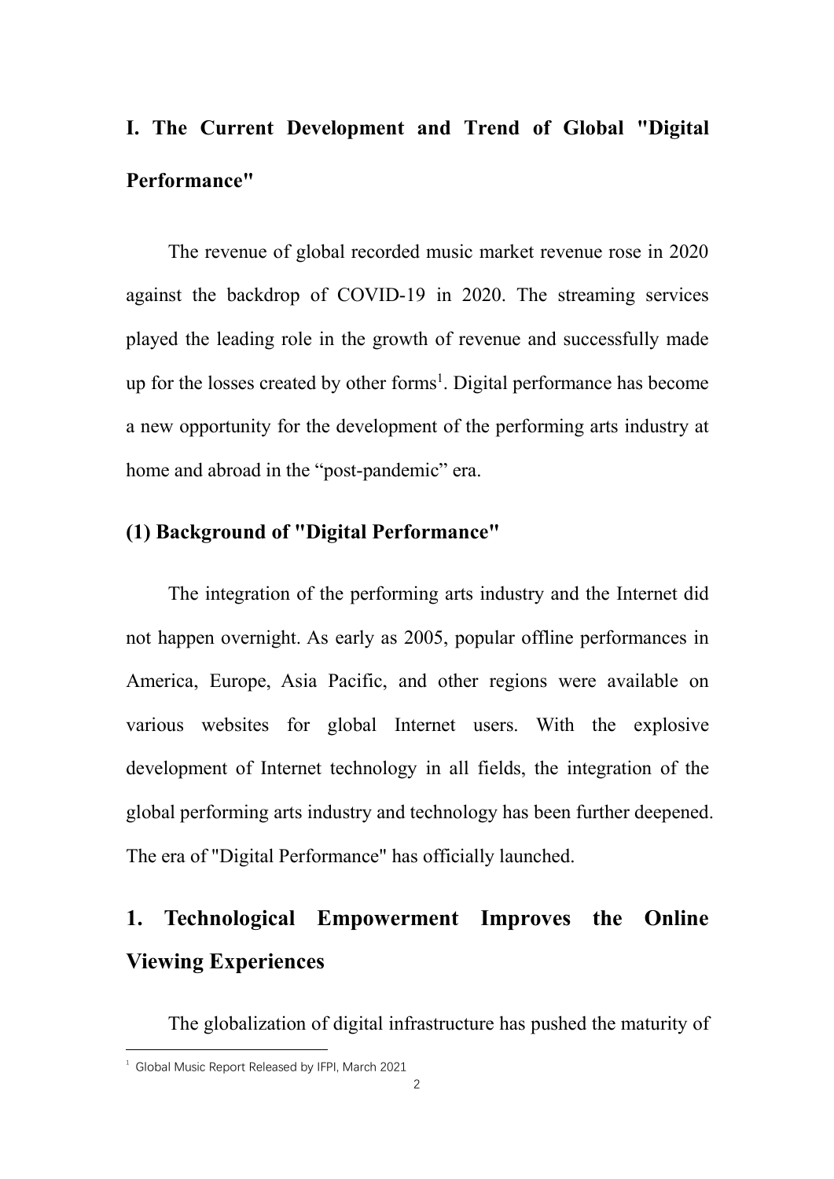# I. The Current Development and Trend of Global "Digital Performance"

The revenue of global recorded music market revenue rose in 2020 against the backdrop of COVID-19 in 2020. The streaming services played the leading role in the growth of revenue and successfully made up for the losses created by other forms[1]. Digital performance has become a new opportunity for the development of the performing arts industry at home and abroad in the “post-pandemic” era.

## (1) Background of "Digital Performance"

The integration of the performing arts industry and the Internet did not happen overnight. As early as 2005, popular offline performances in America, Europe, Asia Pacific, and other regions were available on various websites for global Internet users. With the explosive development of Internet technology in all fields, the integration of the global performing arts industry and technology has been further deepened. The era of "Digital Performance" has officially launched.

### 1. Technological Empowerment Improves the Online Viewing Experiences

The globalization of digital infrastructure has pushed the maturity of

[1] Global Music Report Released by IFPI, March 2021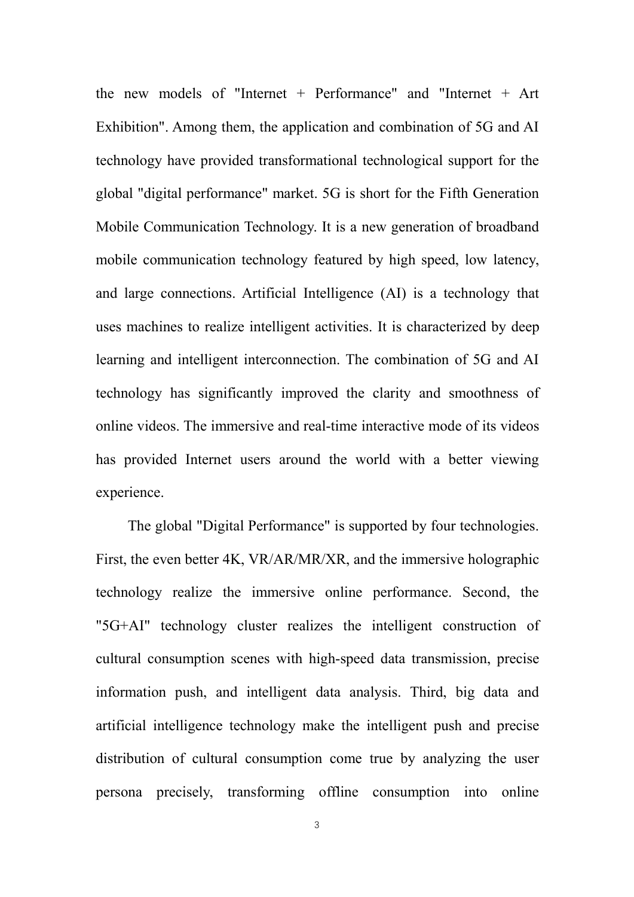the new models of "Internet + Performance" and "Internet + Art Exhibition". Among them, the application and combination of 5G and AI technology have provided transformational technological support for the global "digital performance" market. 5G is short for the Fifth Generation Mobile Communication Technology. It is a new generation of broadband mobile communication technology featured by high speed, low latency, and large connections. Artificial Intelligence (AI) is a technology that uses machines to realize intelligent activities. It is characterized by deep learning and intelligent interconnection. The combination of 5G and AI technology has significantly improved the clarity and smoothness of online videos. The immersive and real-time interactive mode of its videos has provided Internet users around the world with a better viewing experience.

The global "Digital Performance" is supported by four technologies. First, the even better 4K, VR/AR/MR/XR, and the immersive holographic technology realize the immersive online performance. Second, the "5G+AI" technology cluster realizes the intelligent construction of cultural consumption scenes with high-speed data transmission, precise information push, and intelligent data analysis. Third, big data and artificial intelligence technology make the intelligent push and precise distribution of cultural consumption come true by analyzing the user persona precisely, transforming offline consumption into online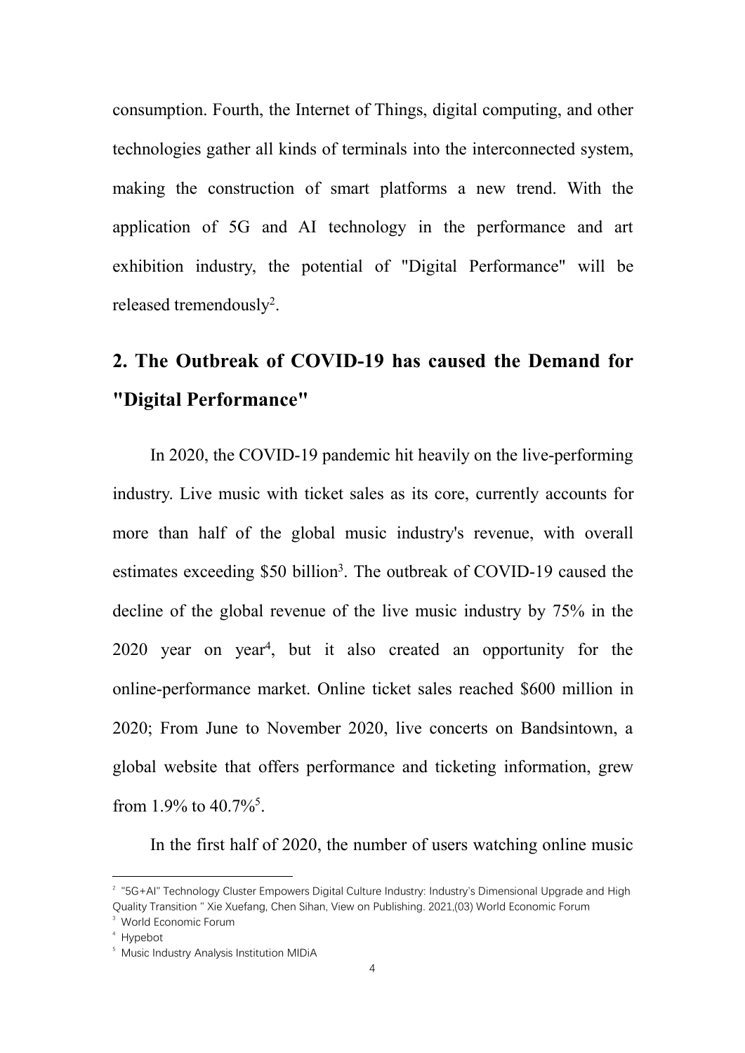consumption. Fourth, the Internet of Things, digital computing, and other technologies gather all kinds of terminals into the interconnected system, making the construction of smart platforms a new trend. With the application of 5G and AI technology in the performance and art exhibition industry, the potential of "Digital Performance" will be released tremendously[2].

## 2. The Outbreak of COVID-19 has caused the Demand for "Digital Performance"

In 2020, the COVID-19 pandemic hit heavily on the live-performing industry. Live music with ticket sales as its core, currently accounts for more than half of the global music industry's revenue, with overall estimates exceeding $50 billion[3]. The outbreak of COVID-19 caused the decline of the global revenue of the live music industry by 75% in the 2020 year on year[4], but it also created an opportunity for the online-performance market. Online ticket sales reached $600 million in 2020; From June to November 2020, live concerts on Bandsintown, a global website that offers performance and ticketing information, grew from 1.9% to 40.7%[5].

In the first half of 2020, the number of users watching online music

---

[2] "5G+AI" Technology Cluster Empowers Digital Culture Industry: Industry's Dimensional Upgrade and High Quality Transition " Xie Xuefang, Chen Sihan, View on Publishing. 2021,(03) World Economic Forum

[3] World Economic Forum

[4] Hypebot

[5] Music Industry Analysis Institution MIDiA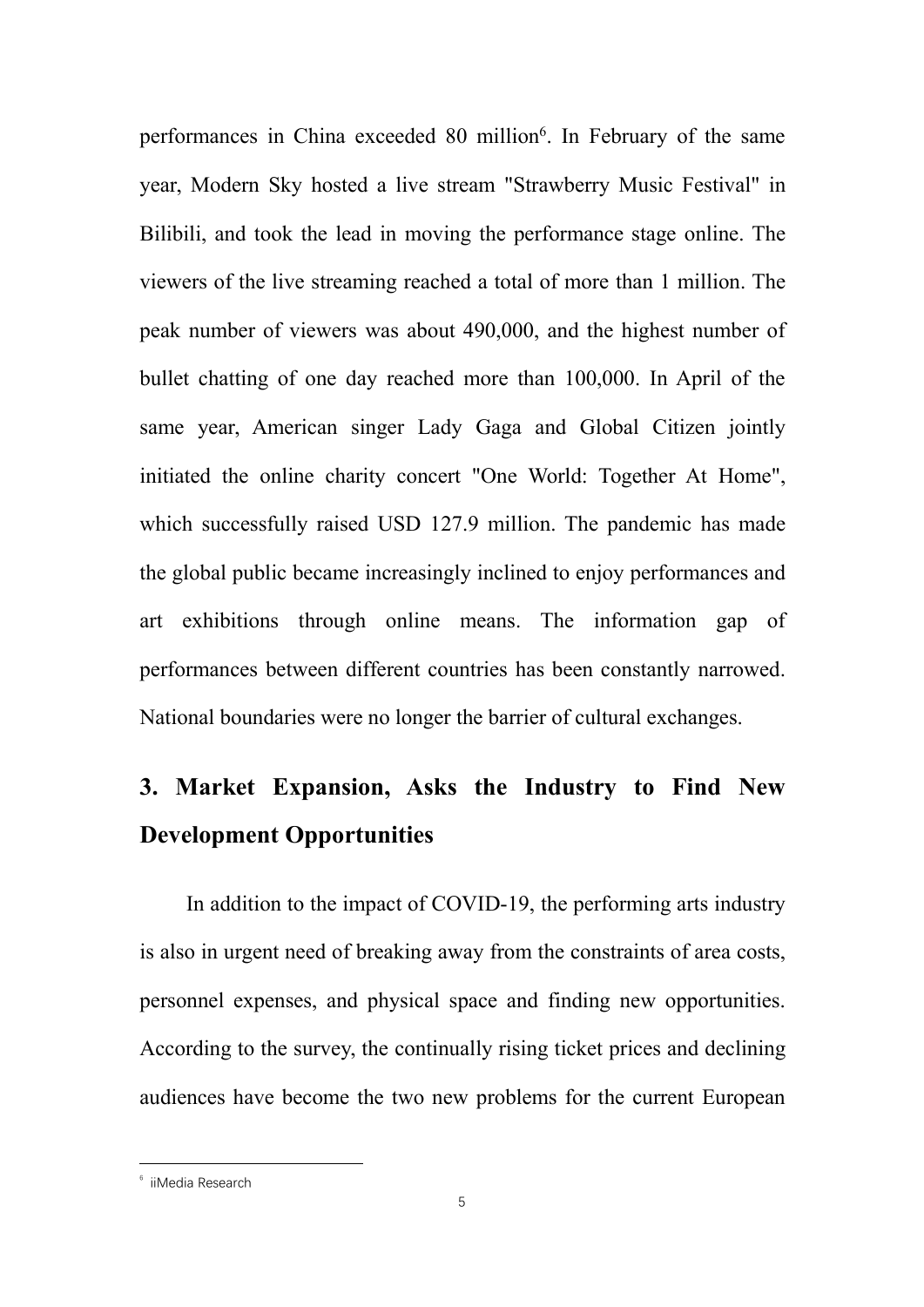performances in China exceeded 80 million[6]. In February of the same year, Modern Sky hosted a live stream "Strawberry Music Festival" in Bilibili, and took the lead in moving the performance stage online. The viewers of the live streaming reached a total of more than 1 million. The peak number of viewers was about 490,000, and the highest number of bullet chatting of one day reached more than 100,000. In April of the same year, American singer Lady Gaga and Global Citizen jointly initiated the online charity concert "One World: Together At Home", which successfully raised USD 127.9 million. The pandemic has made the global public became increasingly inclined to enjoy performances and art exhibitions through online means. The information gap of performances between different countries has been constantly narrowed. National boundaries were no longer the barrier of cultural exchanges.

## 3. Market Expansion, Asks the Industry to Find New Development Opportunities

In addition to the impact of COVID-19, the performing arts industry is also in urgent need of breaking away from the constraints of area costs, personnel expenses, and physical space and finding new opportunities. According to the survey, the continually rising ticket prices and declining audiences have become the two new problems for the current European

---

[6] iiMedia Research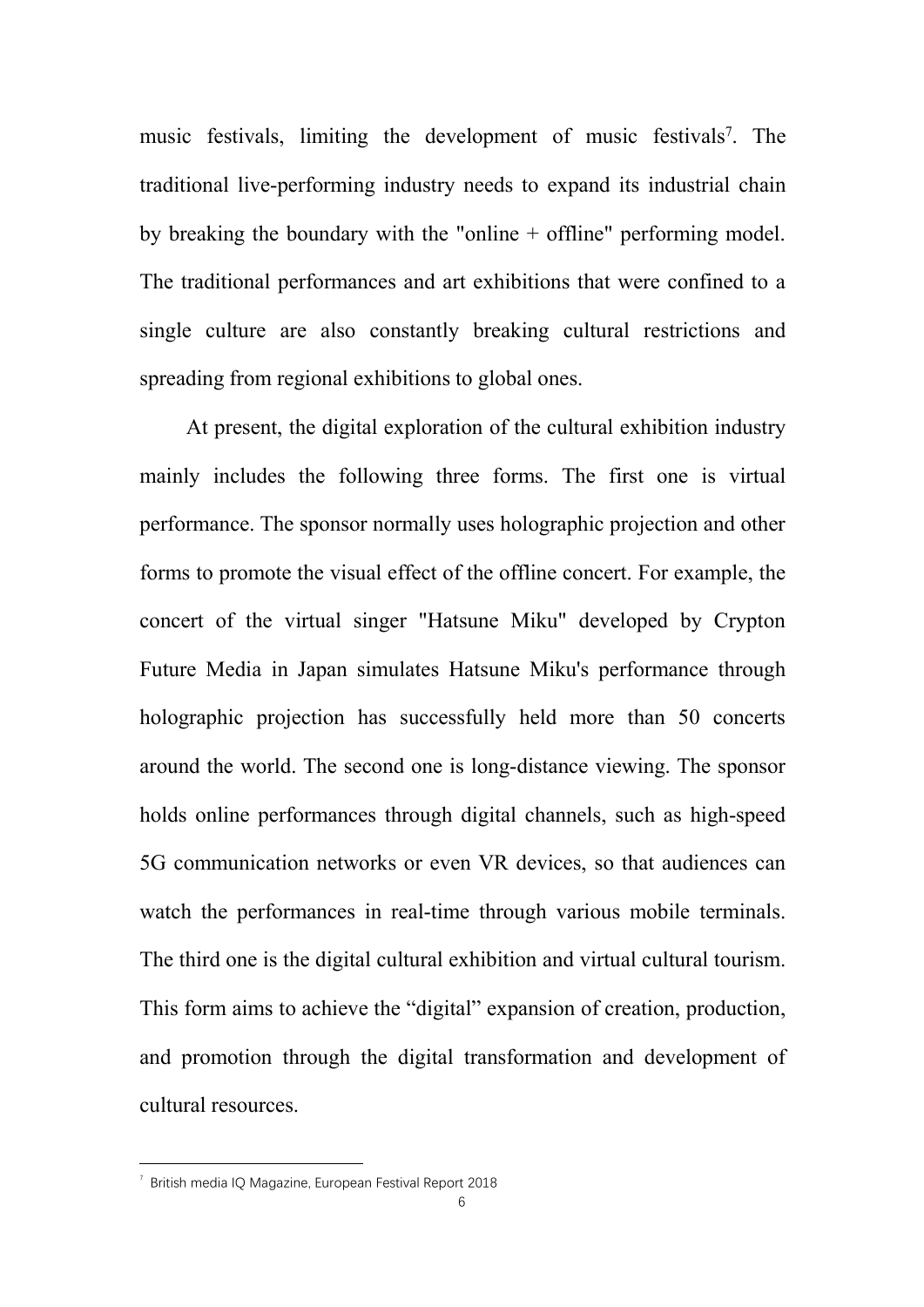music festivals, limiting the development of music festivals[7]. The traditional live-performing industry needs to expand its industrial chain by breaking the boundary with the "online + offline" performing model. The traditional performances and art exhibitions that were confined to a single culture are also constantly breaking cultural restrictions and spreading from regional exhibitions to global ones.

At present, the digital exploration of the cultural exhibition industry mainly includes the following three forms. The first one is virtual performance. The sponsor normally uses holographic projection and other forms to promote the visual effect of the offline concert. For example, the concert of the virtual singer "Hatsune Miku" developed by Crypton Future Media in Japan simulates Hatsune Miku's performance through holographic projection has successfully held more than 50 concerts around the world. The second one is long-distance viewing. The sponsor holds online performances through digital channels, such as high-speed 5G communication networks or even VR devices, so that audiences can watch the performances in real-time through various mobile terminals. The third one is the digital cultural exhibition and virtual cultural tourism. This form aims to achieve the “digital” expansion of creation, production, and promotion through the digital transformation and development of cultural resources.

[7] British media IQ Magazine, European Festival Report 2018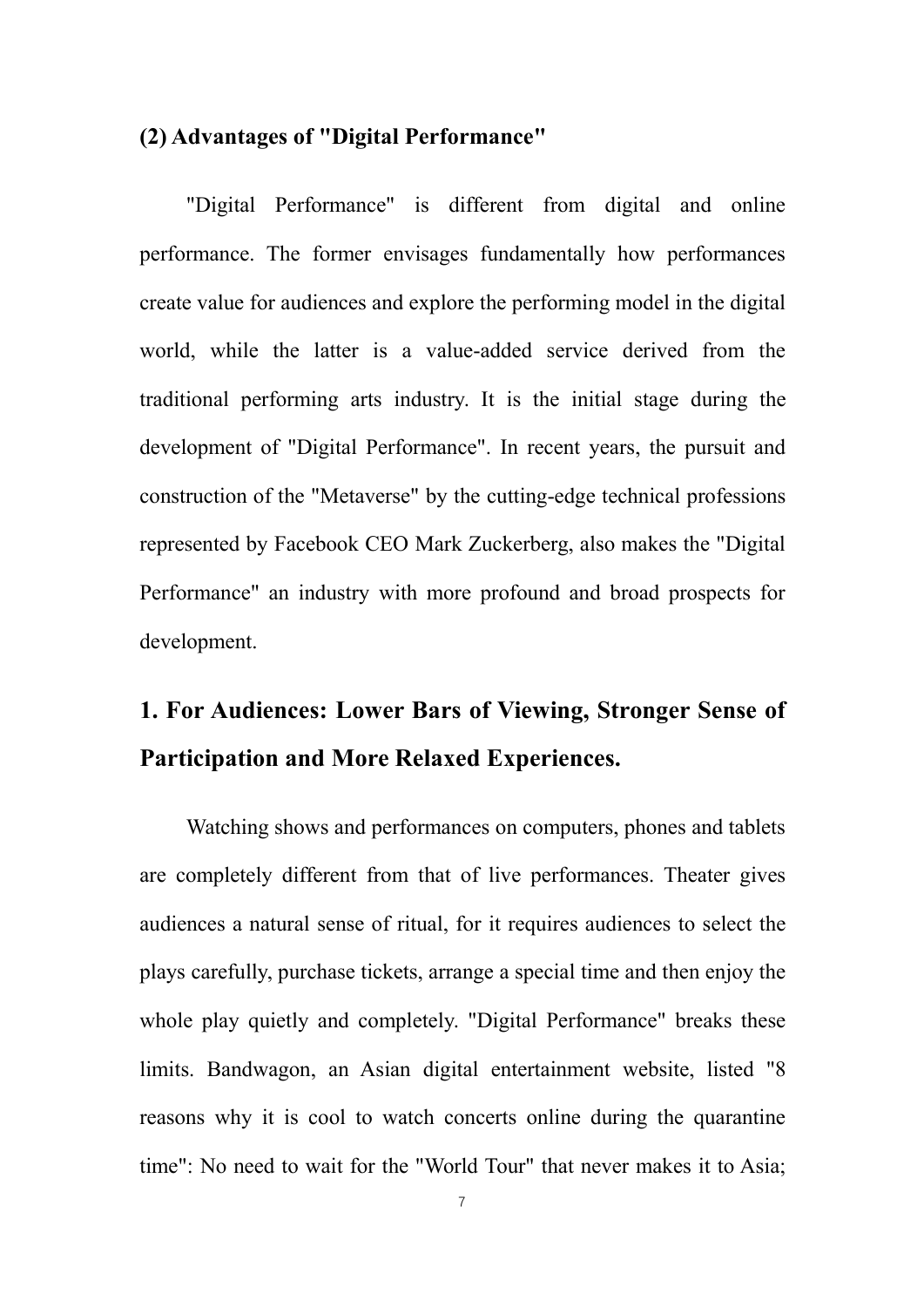## (2) Advantages of "Digital Performance"

"Digital Performance" is different from digital and online performance. The former envisages fundamentally how performances create value for audiences and explore the performing model in the digital world, while the latter is a value-added service derived from the traditional performing arts industry. It is the initial stage during the development of "Digital Performance". In recent years, the pursuit and construction of the "Metaverse" by the cutting-edge technical professions represented by Facebook CEO Mark Zuckerberg, also makes the "Digital Performance" an industry with more profound and broad prospects for development.

### 1. For Audiences: Lower Bars of Viewing, Stronger Sense of Participation and More Relaxed Experiences.

Watching shows and performances on computers, phones and tablets are completely different from that of live performances. Theater gives audiences a natural sense of ritual, for it requires audiences to select the plays carefully, purchase tickets, arrange a special time and then enjoy the whole play quietly and completely. "Digital Performance" breaks these limits. Bandwagon, an Asian digital entertainment website, listed "8 reasons why it is cool to watch concerts online during the quarantine time": No need to wait for the "World Tour" that never makes it to Asia;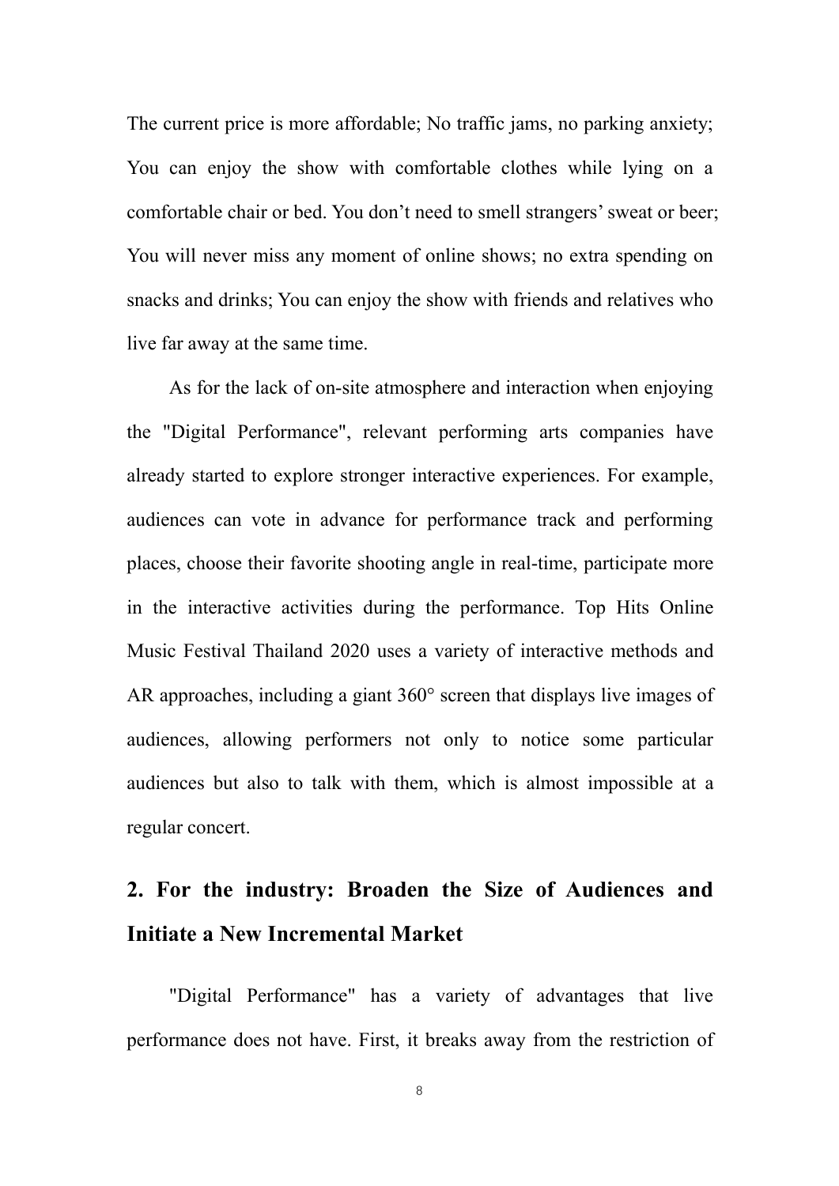The current price is more affordable; No traffic jams, no parking anxiety; You can enjoy the show with comfortable clothes while lying on a comfortable chair or bed. You don't need to smell strangers' sweat or beer; You will never miss any moment of online shows; no extra spending on snacks and drinks; You can enjoy the show with friends and relatives who live far away at the same time.

As for the lack of on-site atmosphere and interaction when enjoying the "Digital Performance", relevant performing arts companies have already started to explore stronger interactive experiences. For example, audiences can vote in advance for performance track and performing places, choose their favorite shooting angle in real-time, participate more in the interactive activities during the performance. Top Hits Online Music Festival Thailand 2020 uses a variety of interactive methods and AR approaches, including a giant 360° screen that displays live images of audiences, allowing performers not only to notice some particular audiences but also to talk with them, which is almost impossible at a regular concert.

## 2. For the industry: Broaden the Size of Audiences and Initiate a New Incremental Market

"Digital Performance" has a variety of advantages that live performance does not have. First, it breaks away from the restriction of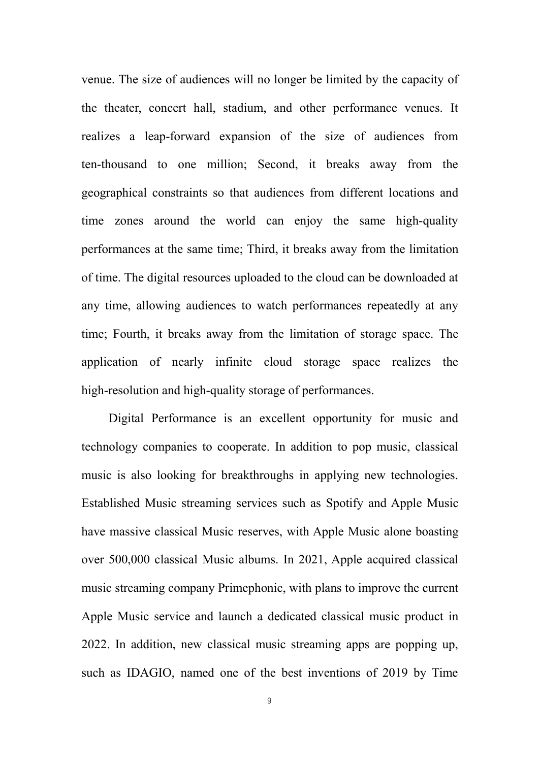venue. The size of audiences will no longer be limited by the capacity of the theater, concert hall, stadium, and other performance venues. It realizes a leap-forward expansion of the size of audiences from ten-thousand to one million; Second, it breaks away from the geographical constraints so that audiences from different locations and time zones around the world can enjoy the same high-quality performances at the same time; Third, it breaks away from the limitation of time. The digital resources uploaded to the cloud can be downloaded at any time, allowing audiences to watch performances repeatedly at any time; Fourth, it breaks away from the limitation of storage space. The application of nearly infinite cloud storage space realizes the high-resolution and high-quality storage of performances.

Digital Performance is an excellent opportunity for music and technology companies to cooperate. In addition to pop music, classical music is also looking for breakthroughs in applying new technologies. Established Music streaming services such as Spotify and Apple Music have massive classical Music reserves, with Apple Music alone boasting over 500,000 classical Music albums. In 2021, Apple acquired classical music streaming company Primephonic, with plans to improve the current Apple Music service and launch a dedicated classical music product in 2022. In addition, new classical music streaming apps are popping up, such as IDAGIO, named one of the best inventions of 2019 by Time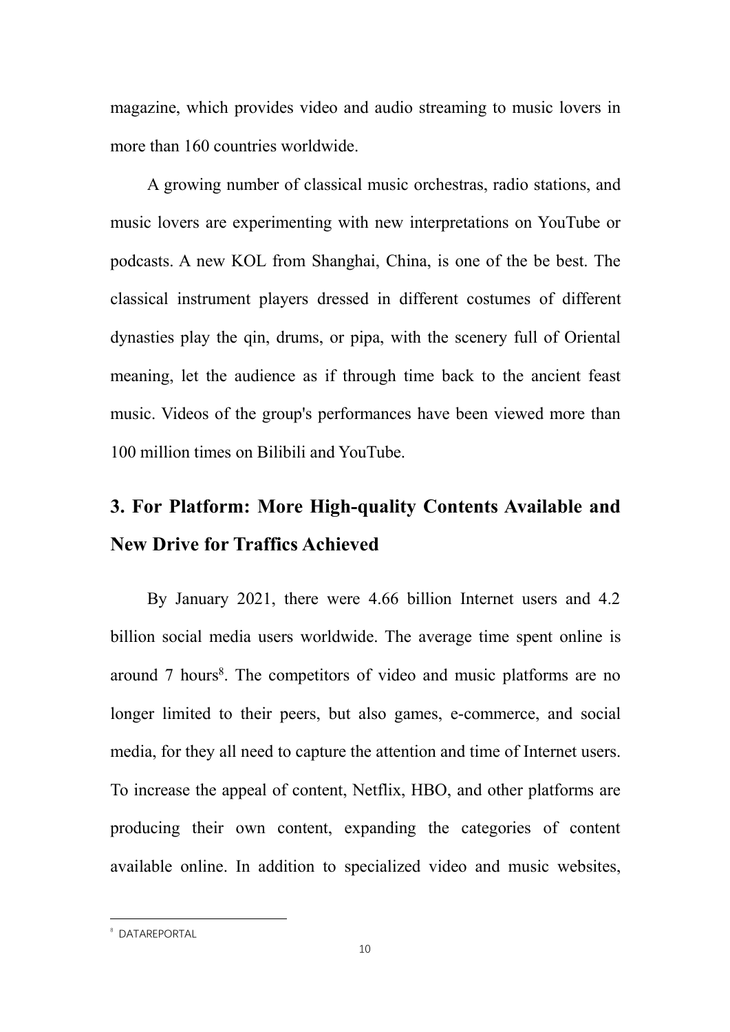magazine, which provides video and audio streaming to music lovers in more than 160 countries worldwide.

A growing number of classical music orchestras, radio stations, and music lovers are experimenting with new interpretations on YouTube or podcasts. A new KOL from Shanghai, China, is one of the be best. The classical instrument players dressed in different costumes of different dynasties play the qin, drums, or pipa, with the scenery full of Oriental meaning, let the audience as if through time back to the ancient feast music. Videos of the group's performances have been viewed more than 100 million times on Bilibili and YouTube.

## 3. For Platform: More High-quality Contents Available and New Drive for Traffics Achieved

By January 2021, there were 4.66 billion Internet users and 4.2 billion social media users worldwide. The average time spent online is around 7 hours[8]. The competitors of video and music platforms are no longer limited to their peers, but also games, e-commerce, and social media, for they all need to capture the attention and time of Internet users. To increase the appeal of content, Netflix, HBO, and other platforms are producing their own content, expanding the categories of content available online. In addition to specialized video and music websites,

[8] DATAREPORTAL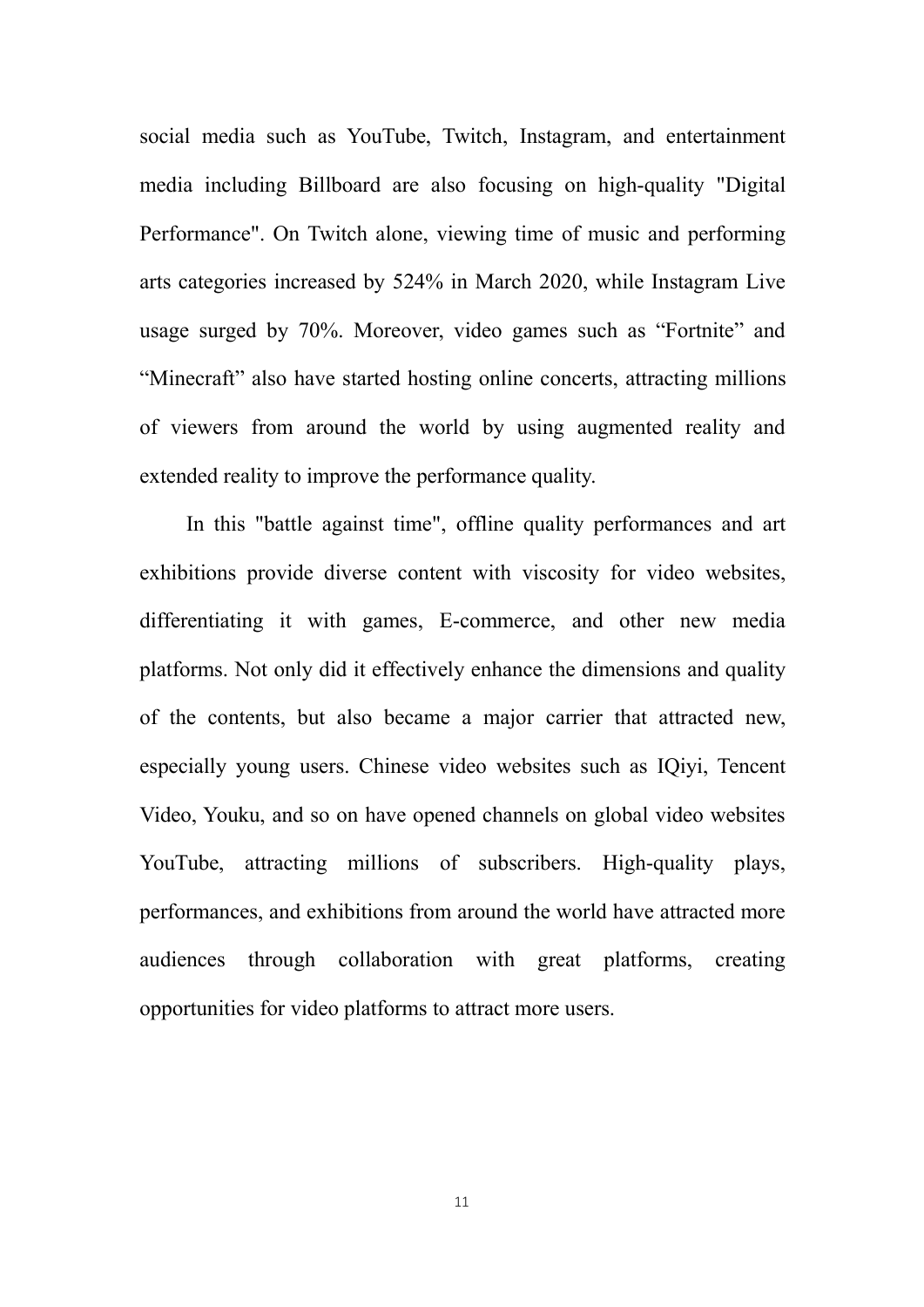social media such as YouTube, Twitch, Instagram, and entertainment media including Billboard are also focusing on high-quality "Digital Performance". On Twitch alone, viewing time of music and performing arts categories increased by 524% in March 2020, while Instagram Live usage surged by 70%. Moreover, video games such as “Fortnite” and “Minecraft” also have started hosting online concerts, attracting millions of viewers from around the world by using augmented reality and extended reality to improve the performance quality.

In this "battle against time", offline quality performances and art exhibitions provide diverse content with viscosity for video websites, differentiating it with games, E-commerce, and other new media platforms. Not only did it effectively enhance the dimensions and quality of the contents, but also became a major carrier that attracted new, especially young users. Chinese video websites such as IQiyi, Tencent Video, Youku, and so on have opened channels on global video websites YouTube, attracting millions of subscribers. High-quality plays, performances, and exhibitions from around the world have attracted more audiences through collaboration with great platforms, creating opportunities for video platforms to attract more users.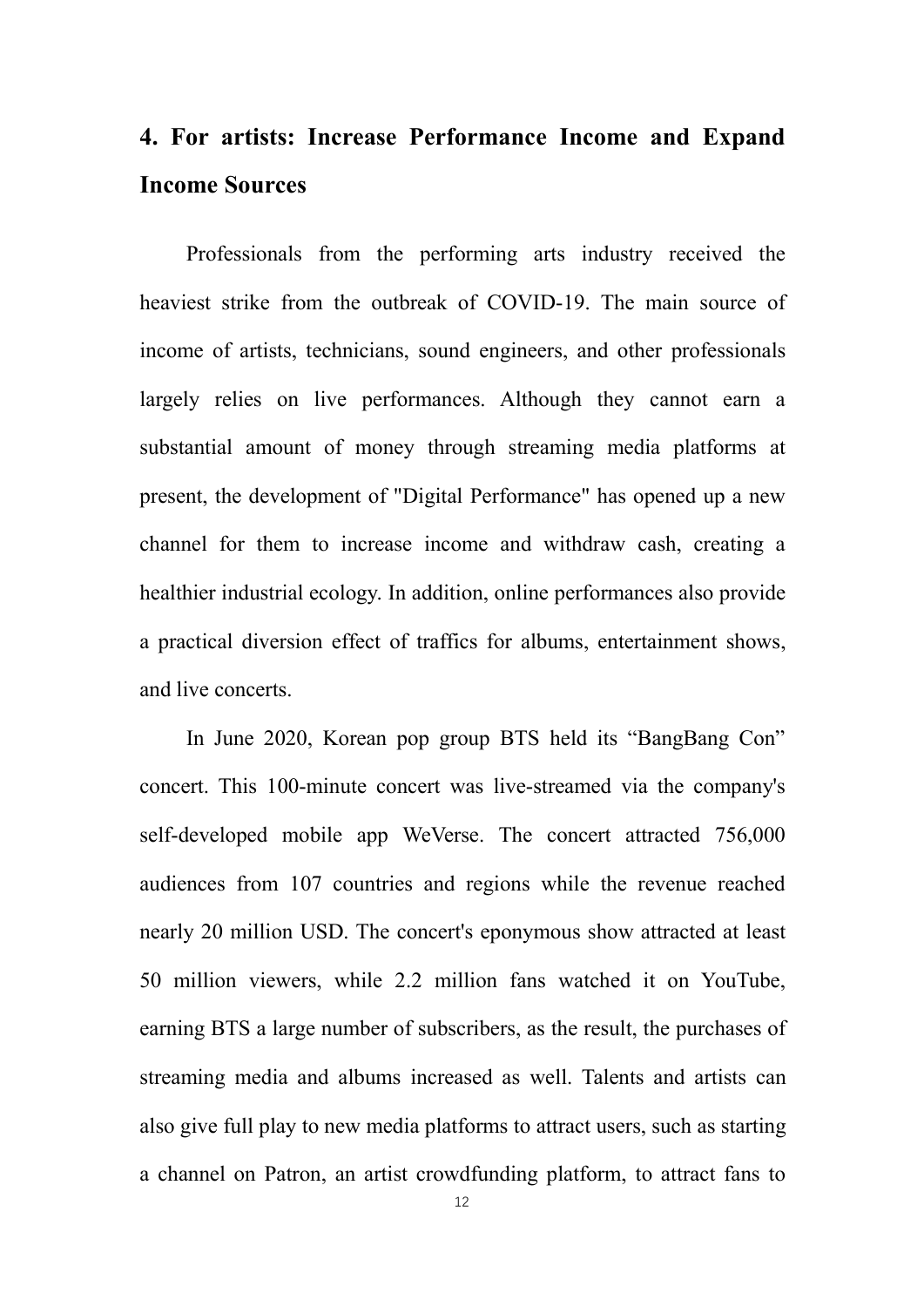## 4. For artists: Increase Performance Income and Expand Income Sources

Professionals from the performing arts industry received the heaviest strike from the outbreak of COVID-19. The main source of income of artists, technicians, sound engineers, and other professionals largely relies on live performances. Although they cannot earn a substantial amount of money through streaming media platforms at present, the development of "Digital Performance" has opened up a new channel for them to increase income and withdraw cash, creating a healthier industrial ecology. In addition, online performances also provide a practical diversion effect of traffics for albums, entertainment shows, and live concerts.

In June 2020, Korean pop group BTS held its “BangBang Con” concert. This 100-minute concert was live-streamed via the company's self-developed mobile app WeVerse. The concert attracted 756,000 audiences from 107 countries and regions while the revenue reached nearly 20 million USD. The concert's eponymous show attracted at least 50 million viewers, while 2.2 million fans watched it on YouTube, earning BTS a large number of subscribers, as the result, the purchases of streaming media and albums increased as well. Talents and artists can also give full play to new media platforms to attract users, such as starting a channel on Patron, an artist crowdfunding platform, to attract fans to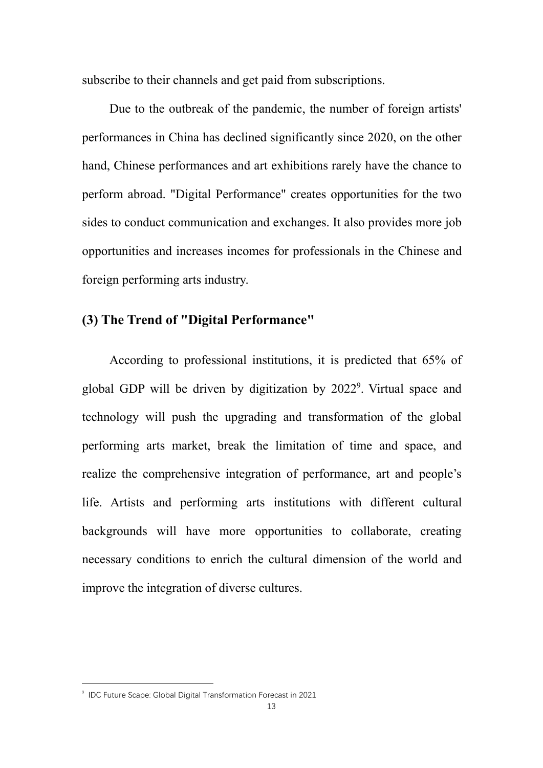subscribe to their channels and get paid from subscriptions.

Due to the outbreak of the pandemic, the number of foreign artists' performances in China has declined significantly since 2020, on the other hand, Chinese performances and art exhibitions rarely have the chance to perform abroad. "Digital Performance" creates opportunities for the two sides to conduct communication and exchanges. It also provides more job opportunities and increases incomes for professionals in the Chinese and foreign performing arts industry.

### (3) The Trend of "Digital Performance"

According to professional institutions, it is predicted that 65% of global GDP will be driven by digitization by 2022[9]. Virtual space and technology will push the upgrading and transformation of the global performing arts market, break the limitation of time and space, and realize the comprehensive integration of performance, art and people's life. Artists and performing arts institutions with different cultural backgrounds will have more opportunities to collaborate, creating necessary conditions to enrich the cultural dimension of the world and improve the integration of diverse cultures.

---

[9] IDC Future Scape: Global Digital Transformation Forecast in 2021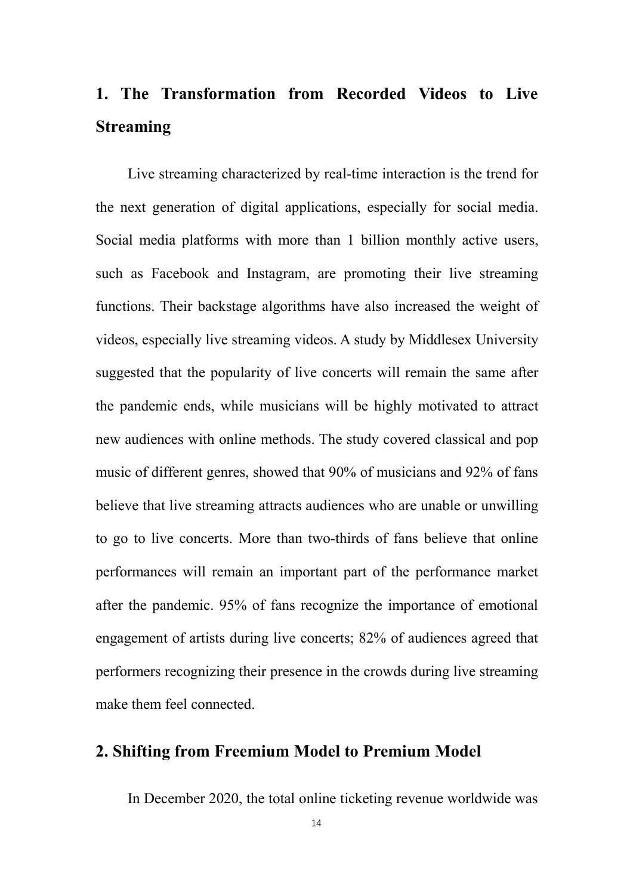## 1. The Transformation from Recorded Videos to Live Streaming

Live streaming characterized by real-time interaction is the trend for the next generation of digital applications, especially for social media. Social media platforms with more than 1 billion monthly active users, such as Facebook and Instagram, are promoting their live streaming functions. Their backstage algorithms have also increased the weight of videos, especially live streaming videos. A study by Middlesex University suggested that the popularity of live concerts will remain the same after the pandemic ends, while musicians will be highly motivated to attract new audiences with online methods. The study covered classical and pop music of different genres, showed that 90% of musicians and 92% of fans believe that live streaming attracts audiences who are unable or unwilling to go to live concerts. More than two-thirds of fans believe that online performances will remain an important part of the performance market after the pandemic. 95% of fans recognize the importance of emotional engagement of artists during live concerts; 82% of audiences agreed that performers recognizing their presence in the crowds during live streaming make them feel connected.

## 2. Shifting from Freemium Model to Premium Model

In December 2020, the total online ticketing revenue worldwide was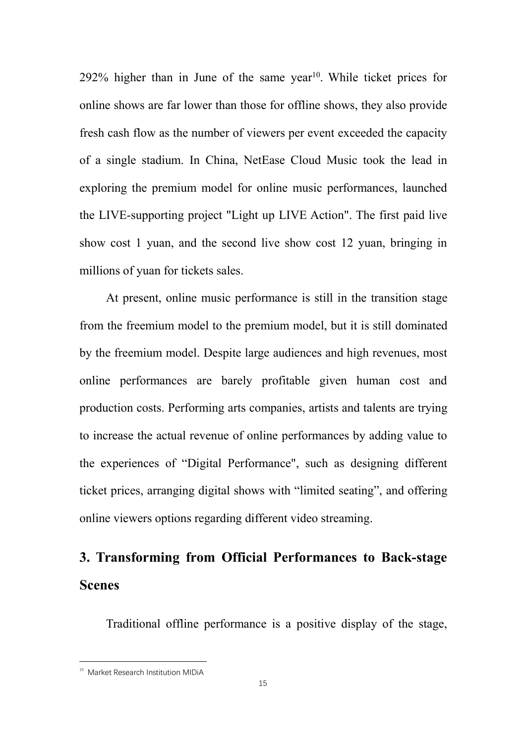292% higher than in June of the same year[10]. While ticket prices for online shows are far lower than those for offline shows, they also provide fresh cash flow as the number of viewers per event exceeded the capacity of a single stadium. In China, NetEase Cloud Music took the lead in exploring the premium model for online music performances, launched the LIVE-supporting project "Light up LIVE Action". The first paid live show cost 1 yuan, and the second live show cost 12 yuan, bringing in millions of yuan for tickets sales.

At present, online music performance is still in the transition stage from the freemium model to the premium model, but it is still dominated by the freemium model. Despite large audiences and high revenues, most online performances are barely profitable given human cost and production costs. Performing arts companies, artists and talents are trying to increase the actual revenue of online performances by adding value to the experiences of “Digital Performance", such as designing different ticket prices, arranging digital shows with “limited seating”, and offering online viewers options regarding different video streaming.

## 3. Transforming from Official Performances to Back-stage Scenes

Traditional offline performance is a positive display of the stage,

[10] Market Research Institution MIDiA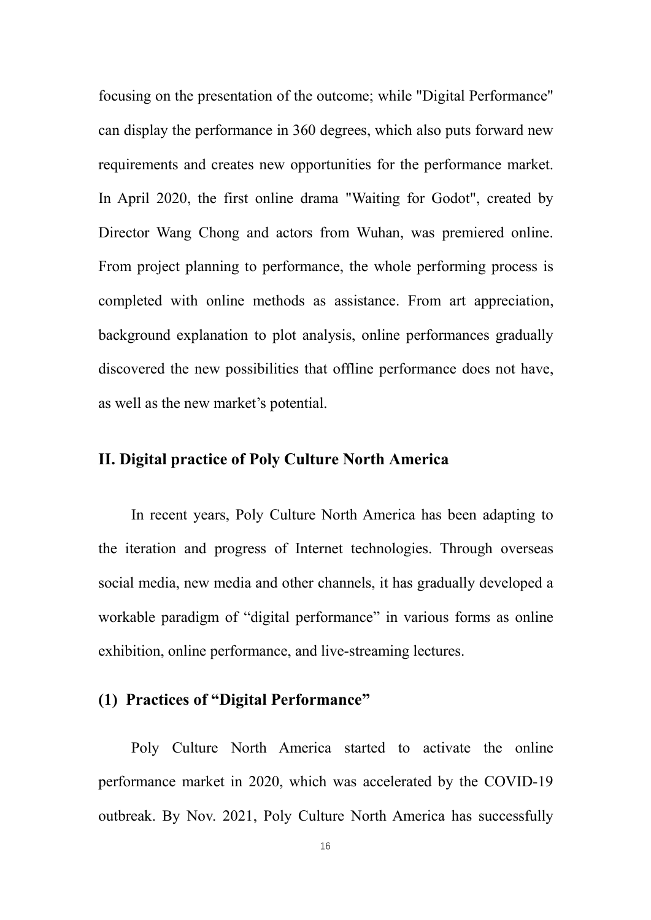focusing on the presentation of the outcome; while "Digital Performance" can display the performance in 360 degrees, which also puts forward new requirements and creates new opportunities for the performance market. In April 2020, the first online drama "Waiting for Godot", created by Director Wang Chong and actors from Wuhan, was premiered online. From project planning to performance, the whole performing process is completed with online methods as assistance. From art appreciation, background explanation to plot analysis, online performances gradually discovered the new possibilities that offline performance does not have, as well as the new market's potential.

## II. Digital practice of Poly Culture North America

In recent years, Poly Culture North America has been adapting to the iteration and progress of Internet technologies. Through overseas social media, new media and other channels, it has gradually developed a workable paradigm of "digital performance" in various forms as online exhibition, online performance, and live-streaming lectures.

### (1) Practices of "Digital Performance"

Poly Culture North America started to activate the online performance market in 2020, which was accelerated by the COVID-19 outbreak. By Nov. 2021, Poly Culture North America has successfully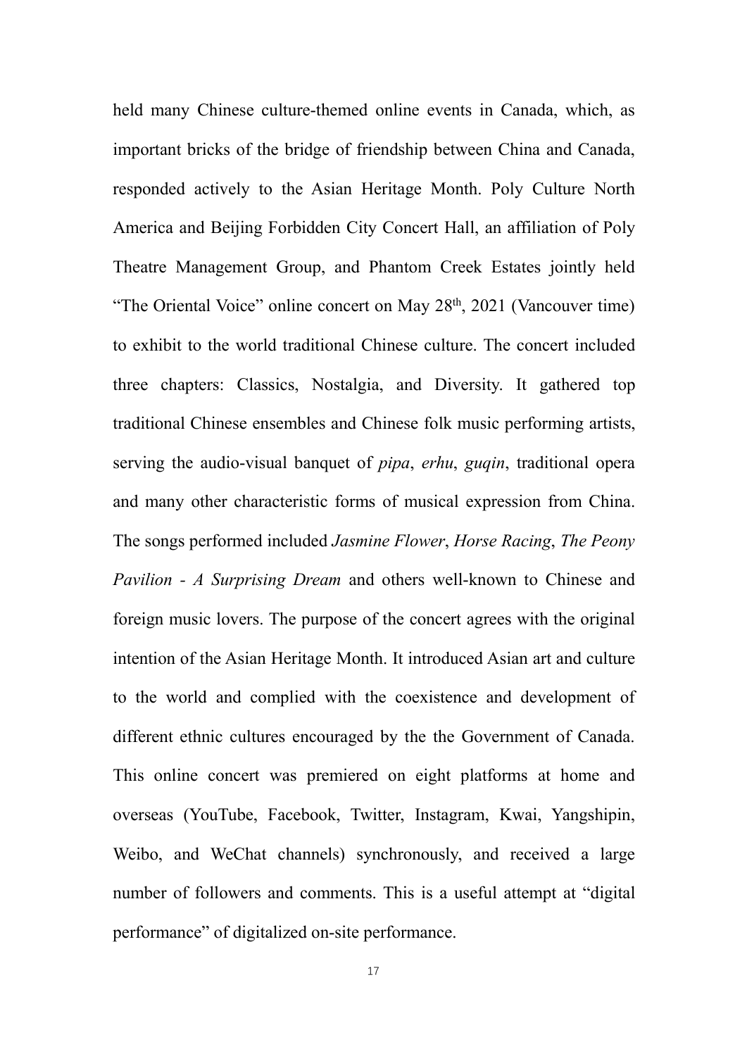held many Chinese culture-themed online events in Canada, which, as important bricks of the bridge of friendship between China and Canada, responded actively to the Asian Heritage Month. Poly Culture North America and Beijing Forbidden City Concert Hall, an affiliation of Poly Theatre Management Group, and Phantom Creek Estates jointly held "The Oriental Voice" online concert on May 28th, 2021 (Vancouver time) to exhibit to the world traditional Chinese culture. The concert included three chapters: Classics, Nostalgia, and Diversity. It gathered top traditional Chinese ensembles and Chinese folk music performing artists, serving the audio-visual banquet of *pipa*, *erhu*, *guqin*, traditional opera and many other characteristic forms of musical expression from China. The songs performed included *Jasmine Flower*, *Horse Racing*, *The Peony Pavilion - A Surprising Dream* and others well-known to Chinese and foreign music lovers. The purpose of the concert agrees with the original intention of the Asian Heritage Month. It introduced Asian art and culture to the world and complied with the coexistence and development of different ethnic cultures encouraged by the the Government of Canada. This online concert was premiered on eight platforms at home and overseas (YouTube, Facebook, Twitter, Instagram, Kwai, Yangshipin, Weibo, and WeChat channels) synchronously, and received a large number of followers and comments. This is a useful attempt at "digital performance" of digitalized on-site performance.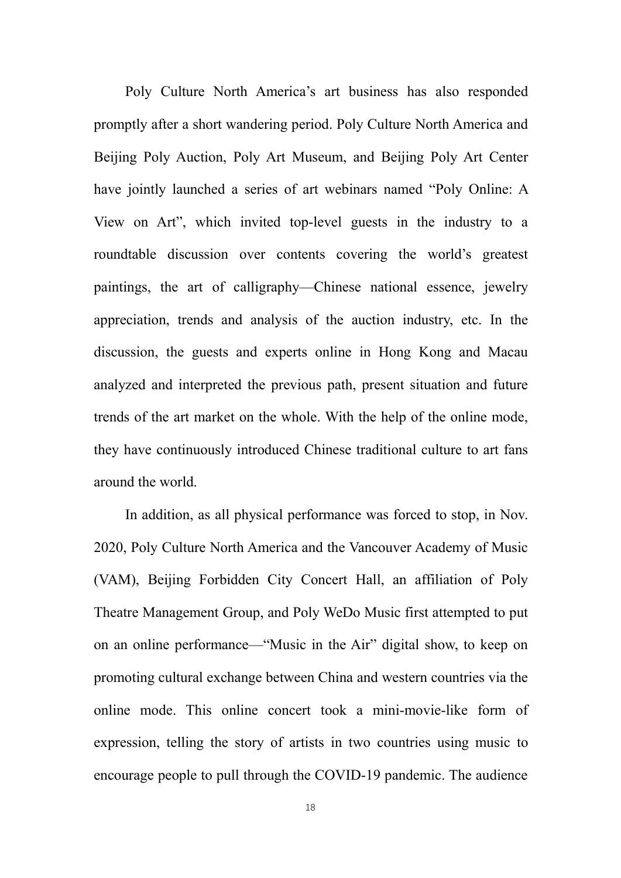Poly Culture North America's art business has also responded promptly after a short wandering period. Poly Culture North America and Beijing Poly Auction, Poly Art Museum, and Beijing Poly Art Center have jointly launched a series of art webinars named "Poly Online: A View on Art", which invited top-level guests in the industry to a roundtable discussion over contents covering the world's greatest paintings, the art of calligraphy—Chinese national essence, jewelry appreciation, trends and analysis of the auction industry, etc. In the discussion, the guests and experts online in Hong Kong and Macau analyzed and interpreted the previous path, present situation and future trends of the art market on the whole. With the help of the online mode, they have continuously introduced Chinese traditional culture to art fans around the world.

In addition, as all physical performance was forced to stop, in Nov. 2020, Poly Culture North America and the Vancouver Academy of Music (VAM), Beijing Forbidden City Concert Hall, an affiliation of Poly Theatre Management Group, and Poly WeDo Music first attempted to put on an online performance—"Music in the Air" digital show, to keep on promoting cultural exchange between China and western countries via the online mode. This online concert took a mini-movie-like form of expression, telling the story of artists in two countries using music to encourage people to pull through the COVID-19 pandemic. The audience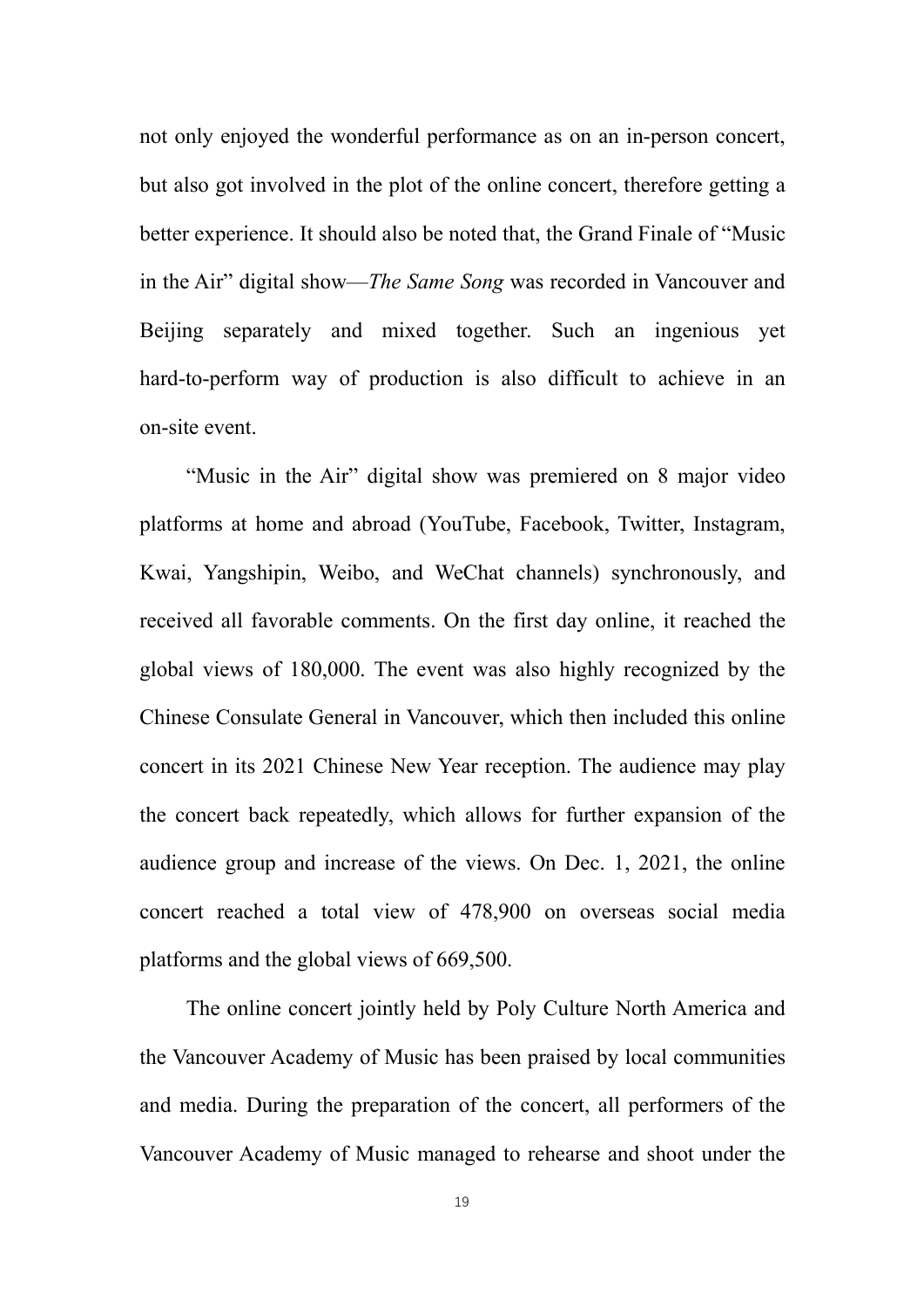not only enjoyed the wonderful performance as on an in-person concert, but also got involved in the plot of the online concert, therefore getting a better experience. It should also be noted that, the Grand Finale of "Music in the Air" digital show—*The Same Song* was recorded in Vancouver and Beijing separately and mixed together. Such an ingenious yet hard-to-perform way of production is also difficult to achieve in an on-site event.

"Music in the Air" digital show was premiered on 8 major video platforms at home and abroad (YouTube, Facebook, Twitter, Instagram, Kwai, Yangshipin, Weibo, and WeChat channels) synchronously, and received all favorable comments. On the first day online, it reached the global views of 180,000. The event was also highly recognized by the Chinese Consulate General in Vancouver, which then included this online concert in its 2021 Chinese New Year reception. The audience may play the concert back repeatedly, which allows for further expansion of the audience group and increase of the views. On Dec. 1, 2021, the online concert reached a total view of 478,900 on overseas social media platforms and the global views of 669,500.

The online concert jointly held by Poly Culture North America and the Vancouver Academy of Music has been praised by local communities and media. During the preparation of the concert, all performers of the Vancouver Academy of Music managed to rehearse and shoot under the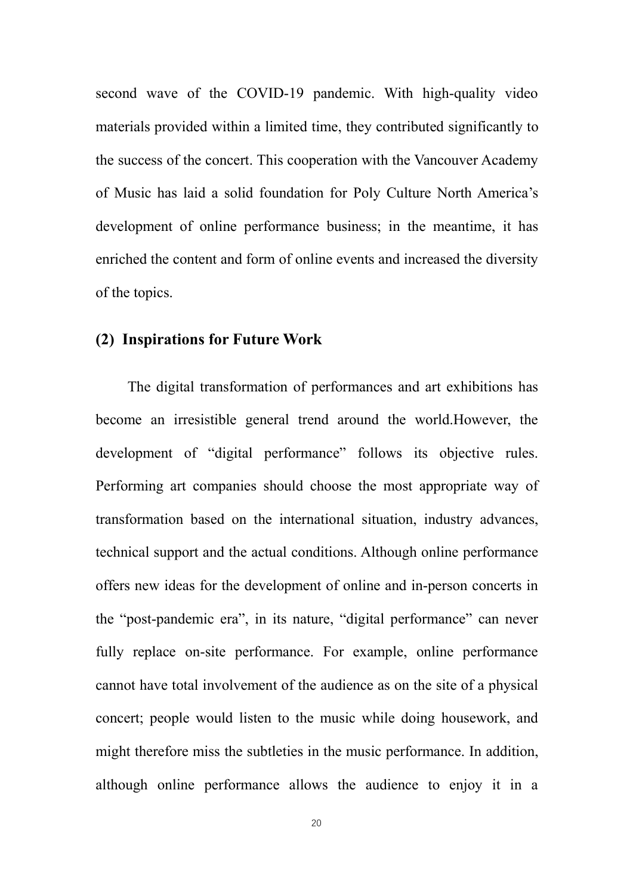second wave of the COVID-19 pandemic. With high-quality video materials provided within a limited time, they contributed significantly to the success of the concert. This cooperation with the Vancouver Academy of Music has laid a solid foundation for Poly Culture North America's development of online performance business; in the meantime, it has enriched the content and form of online events and increased the diversity of the topics.

### (2) Inspirations for Future Work

The digital transformation of performances and art exhibitions has become an irresistible general trend around the world.However, the development of "digital performance" follows its objective rules. Performing art companies should choose the most appropriate way of transformation based on the international situation, industry advances, technical support and the actual conditions. Although online performance offers new ideas for the development of online and in-person concerts in the "post-pandemic era", in its nature, "digital performance" can never fully replace on-site performance. For example, online performance cannot have total involvement of the audience as on the site of a physical concert; people would listen to the music while doing housework, and might therefore miss the subtleties in the music performance. In addition, although online performance allows the audience to enjoy it in a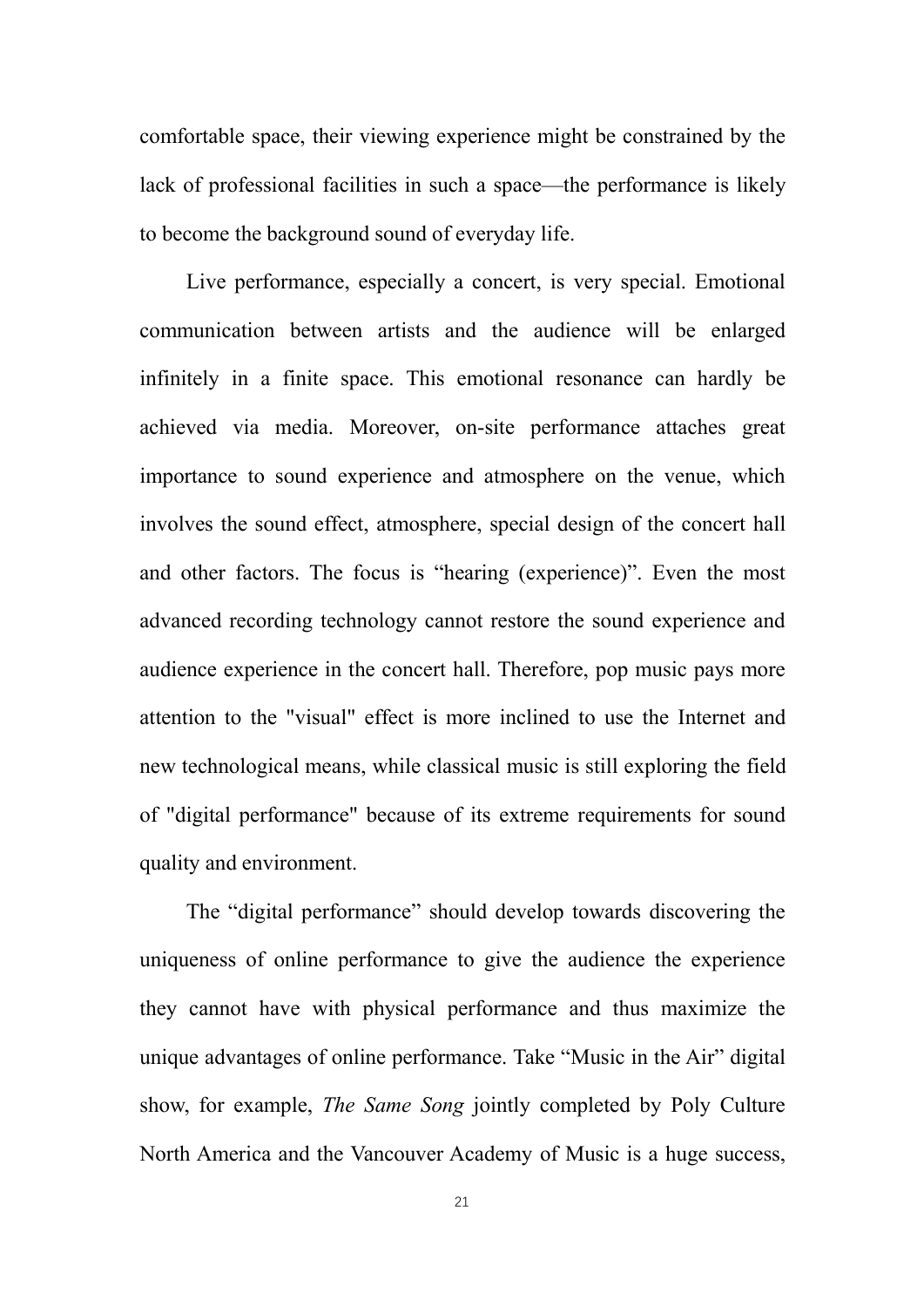comfortable space, their viewing experience might be constrained by the lack of professional facilities in such a space—the performance is likely to become the background sound of everyday life.

Live performance, especially a concert, is very special. Emotional communication between artists and the audience will be enlarged infinitely in a finite space. This emotional resonance can hardly be achieved via media. Moreover, on-site performance attaches great importance to sound experience and atmosphere on the venue, which involves the sound effect, atmosphere, special design of the concert hall and other factors. The focus is "hearing (experience)". Even the most advanced recording technology cannot restore the sound experience and audience experience in the concert hall. Therefore, pop music pays more attention to the "visual" effect is more inclined to use the Internet and new technological means, while classical music is still exploring the field of "digital performance" because of its extreme requirements for sound quality and environment.

The "digital performance" should develop towards discovering the uniqueness of online performance to give the audience the experience they cannot have with physical performance and thus maximize the unique advantages of online performance. Take "Music in the Air" digital show, for example, *The Same Song* jointly completed by Poly Culture North America and the Vancouver Academy of Music is a huge success,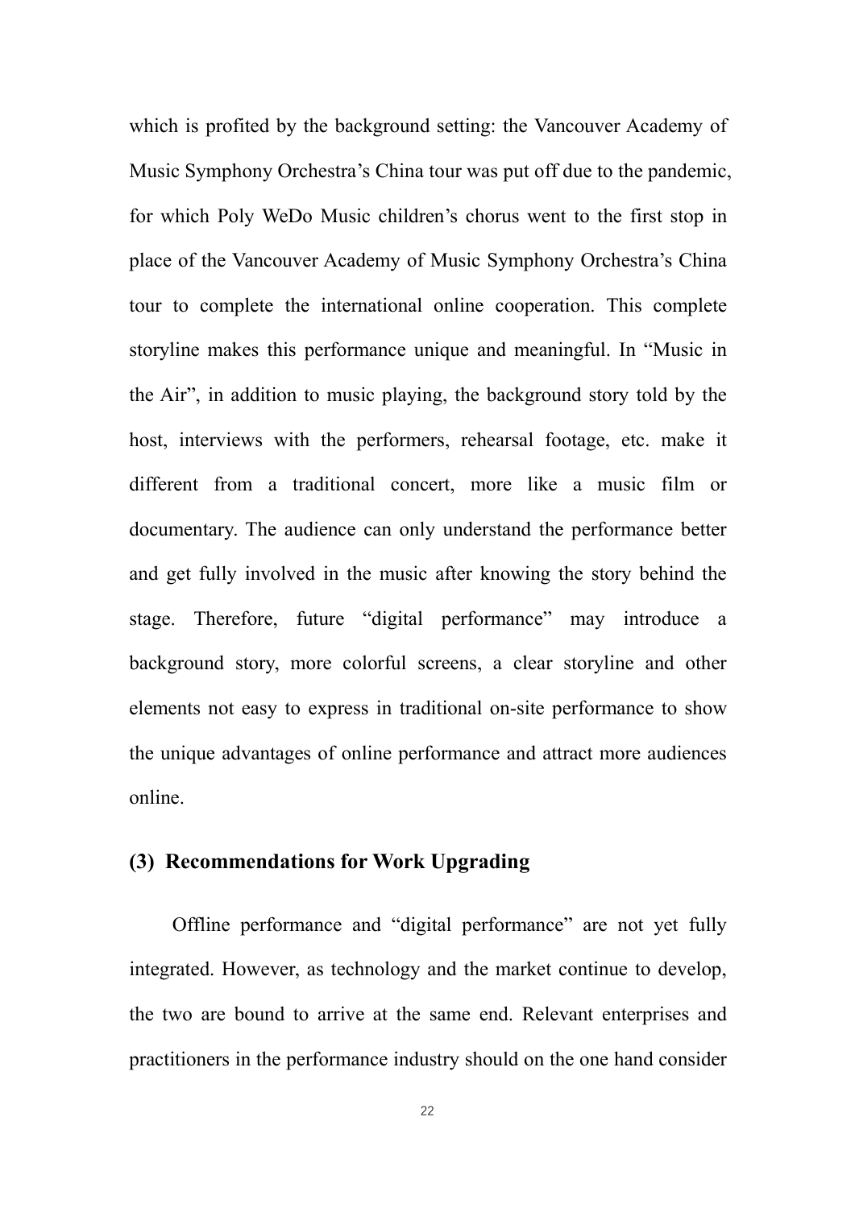which is profited by the background setting: the Vancouver Academy of Music Symphony Orchestra's China tour was put off due to the pandemic, for which Poly WeDo Music children's chorus went to the first stop in place of the Vancouver Academy of Music Symphony Orchestra's China tour to complete the international online cooperation. This complete storyline makes this performance unique and meaningful. In "Music in the Air", in addition to music playing, the background story told by the host, interviews with the performers, rehearsal footage, etc. make it different from a traditional concert, more like a music film or documentary. The audience can only understand the performance better and get fully involved in the music after knowing the story behind the stage. Therefore, future "digital performance" may introduce a background story, more colorful screens, a clear storyline and other elements not easy to express in traditional on-site performance to show the unique advantages of online performance and attract more audiences online.

### (3) Recommendations for Work Upgrading

Offline performance and "digital performance" are not yet fully integrated. However, as technology and the market continue to develop, the two are bound to arrive at the same end. Relevant enterprises and practitioners in the performance industry should on the one hand consider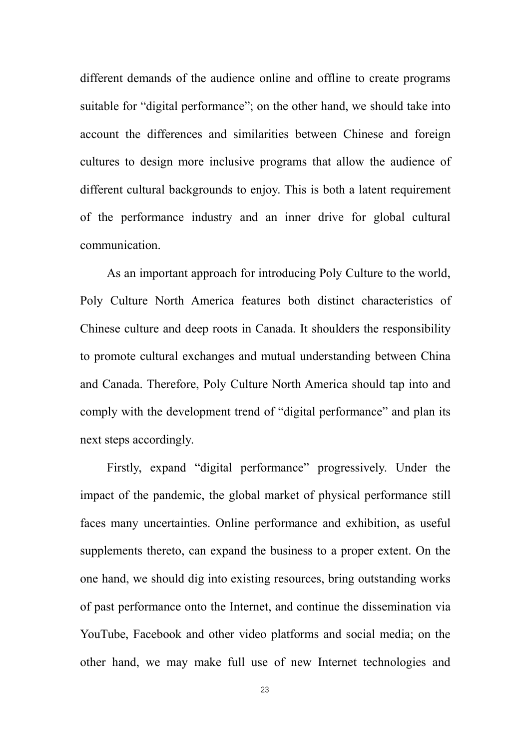different demands of the audience online and offline to create programs suitable for "digital performance"; on the other hand, we should take into account the differences and similarities between Chinese and foreign cultures to design more inclusive programs that allow the audience of different cultural backgrounds to enjoy. This is both a latent requirement of the performance industry and an inner drive for global cultural communication.

As an important approach for introducing Poly Culture to the world, Poly Culture North America features both distinct characteristics of Chinese culture and deep roots in Canada. It shoulders the responsibility to promote cultural exchanges and mutual understanding between China and Canada. Therefore, Poly Culture North America should tap into and comply with the development trend of "digital performance" and plan its next steps accordingly.

Firstly, expand "digital performance" progressively. Under the impact of the pandemic, the global market of physical performance still faces many uncertainties. Online performance and exhibition, as useful supplements thereto, can expand the business to a proper extent. On the one hand, we should dig into existing resources, bring outstanding works of past performance onto the Internet, and continue the dissemination via YouTube, Facebook and other video platforms and social media; on the other hand, we may make full use of new Internet technologies and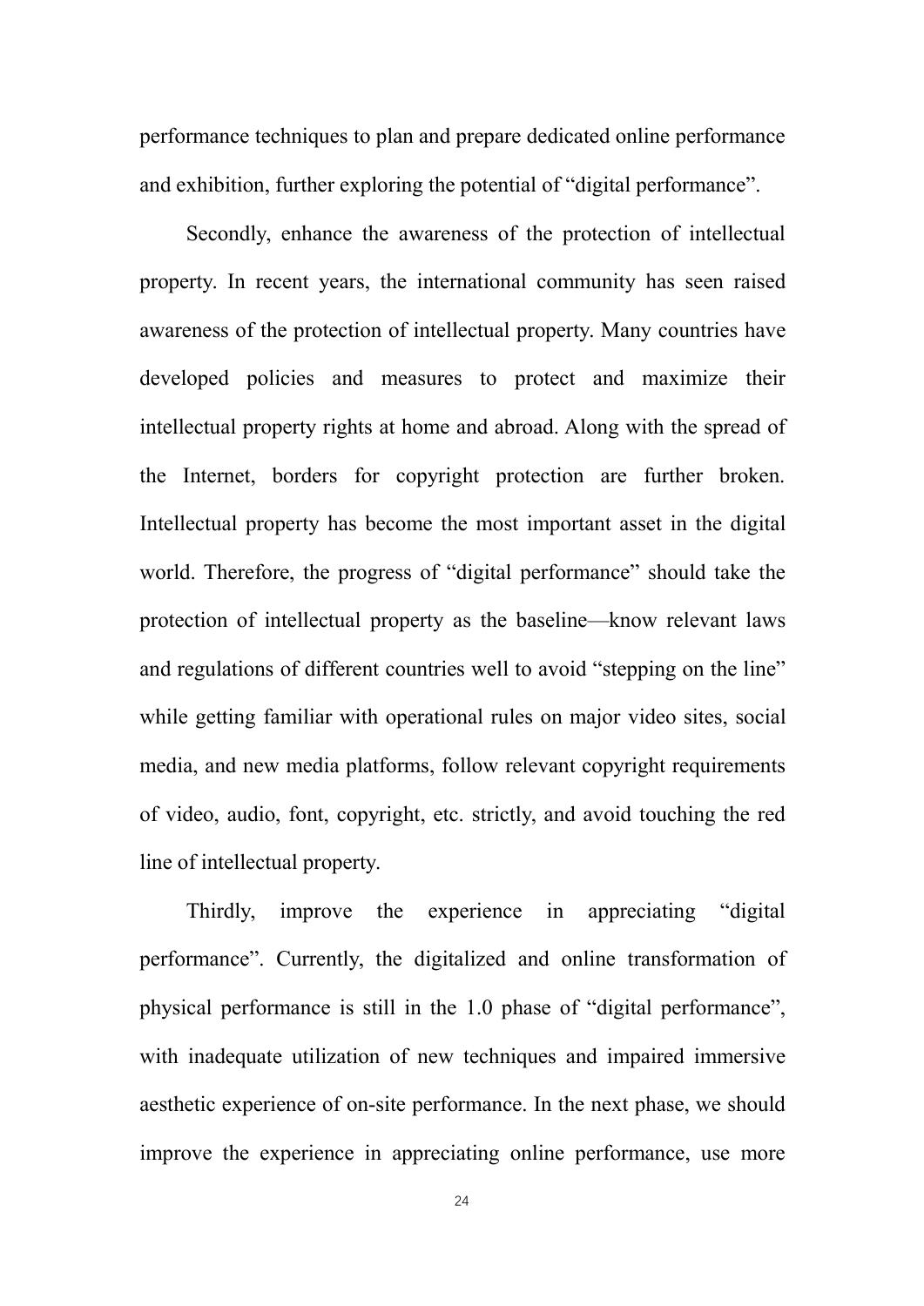performance techniques to plan and prepare dedicated online performance and exhibition, further exploring the potential of “digital performance”.

Secondly, enhance the awareness of the protection of intellectual property. In recent years, the international community has seen raised awareness of the protection of intellectual property. Many countries have developed policies and measures to protect and maximize their intellectual property rights at home and abroad. Along with the spread of the Internet, borders for copyright protection are further broken. Intellectual property has become the most important asset in the digital world. Therefore, the progress of “digital performance” should take the protection of intellectual property as the baseline—know relevant laws and regulations of different countries well to avoid “stepping on the line” while getting familiar with operational rules on major video sites, social media, and new media platforms, follow relevant copyright requirements of video, audio, font, copyright, etc. strictly, and avoid touching the red line of intellectual property.

Thirdly, improve the experience in appreciating “digital performance”. Currently, the digitalized and online transformation of physical performance is still in the 1.0 phase of “digital performance”, with inadequate utilization of new techniques and impaired immersive aesthetic experience of on-site performance. In the next phase, we should improve the experience in appreciating online performance, use more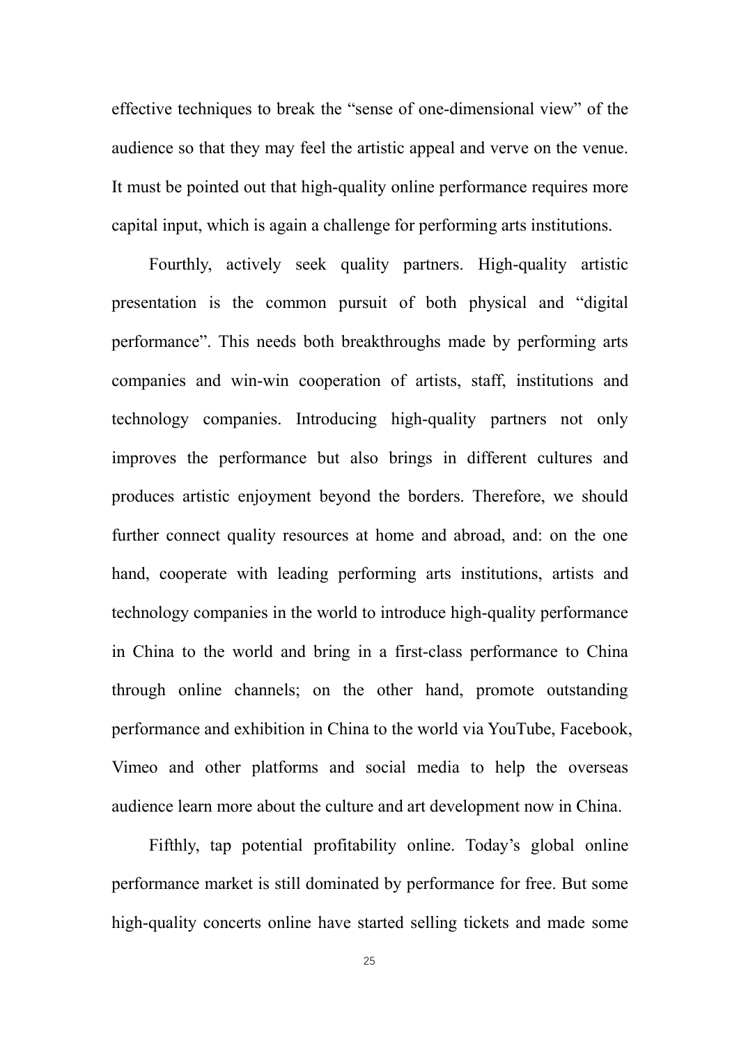effective techniques to break the "sense of one-dimensional view" of the audience so that they may feel the artistic appeal and verve on the venue. It must be pointed out that high-quality online performance requires more capital input, which is again a challenge for performing arts institutions.

Fourthly, actively seek quality partners. High-quality artistic presentation is the common pursuit of both physical and "digital performance". This needs both breakthroughs made by performing arts companies and win-win cooperation of artists, staff, institutions and technology companies. Introducing high-quality partners not only improves the performance but also brings in different cultures and produces artistic enjoyment beyond the borders. Therefore, we should further connect quality resources at home and abroad, and: on the one hand, cooperate with leading performing arts institutions, artists and technology companies in the world to introduce high-quality performance in China to the world and bring in a first-class performance to China through online channels; on the other hand, promote outstanding performance and exhibition in China to the world via YouTube, Facebook, Vimeo and other platforms and social media to help the overseas audience learn more about the culture and art development now in China.

Fifthly, tap potential profitability online. Today's global online performance market is still dominated by performance for free. But some high-quality concerts online have started selling tickets and made some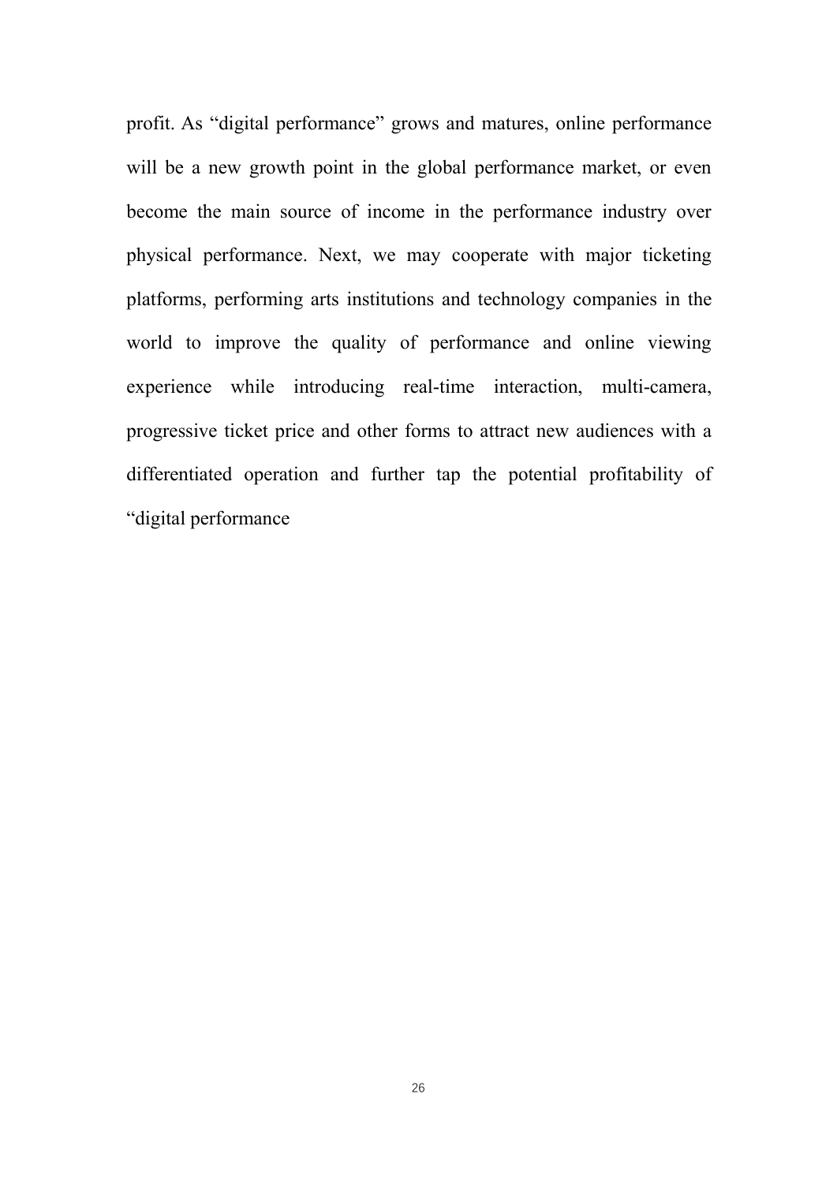profit. As “digital performance” grows and matures, online performance will be a new growth point in the global performance market, or even become the main source of income in the performance industry over physical performance. Next, we may cooperate with major ticketing platforms, performing arts institutions and technology companies in the world to improve the quality of performance and online viewing experience while introducing real-time interaction, multi-camera, progressive ticket price and other forms to attract new audiences with a differentiated operation and further tap the potential profitability of “digital performance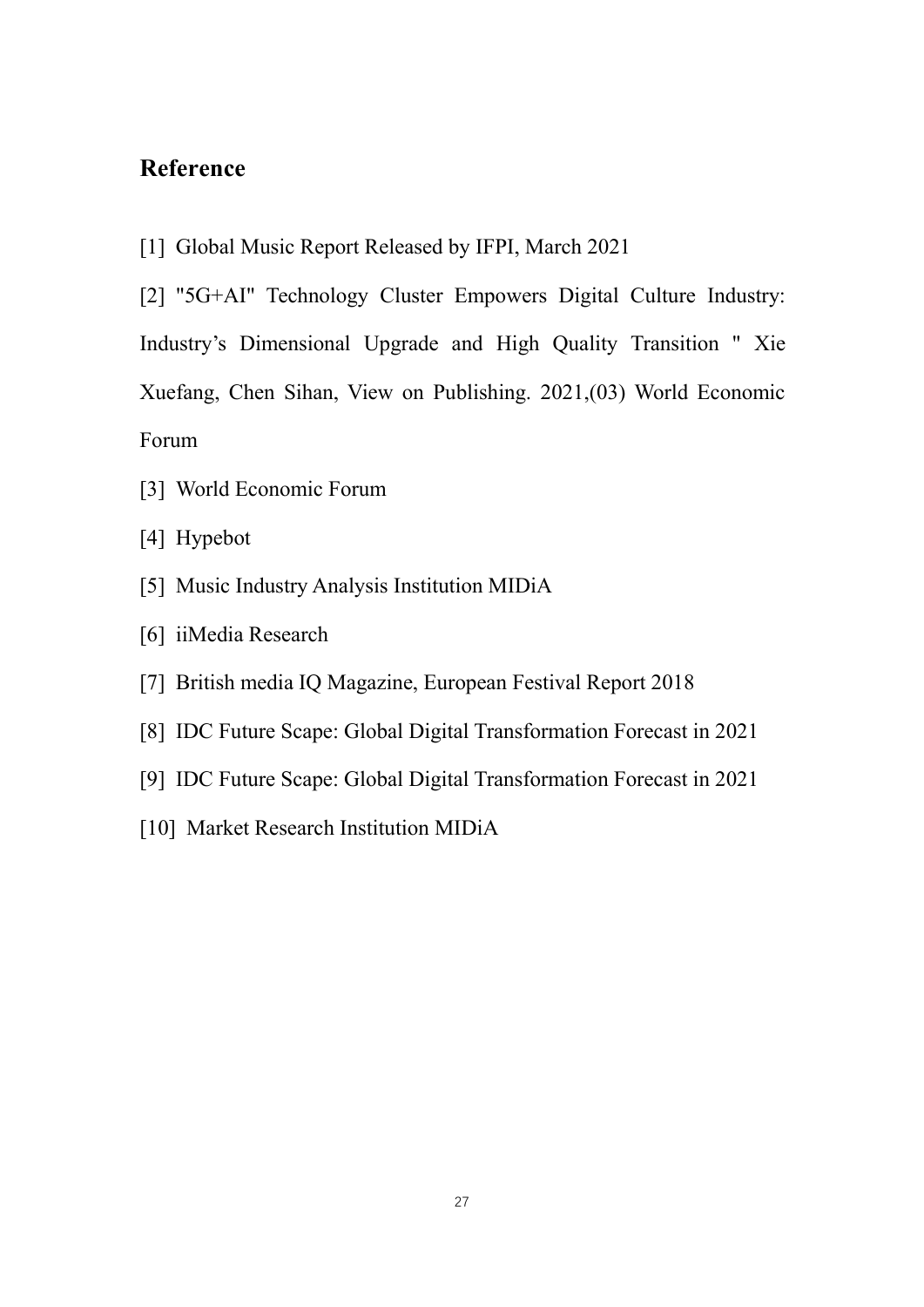## Reference

[1] Global Music Report Released by IFPI, March 2021

[2] "5G+AI" Technology Cluster Empowers Digital Culture Industry: Industry's Dimensional Upgrade and High Quality Transition " Xie Xuefang, Chen Sihan, View on Publishing. 2021,(03) World Economic Forum

[3] World Economic Forum

[4] Hypebot

[5] Music Industry Analysis Institution MIDiA

[6] iiMedia Research

[7] British media IQ Magazine, European Festival Report 2018

[8] IDC Future Scape: Global Digital Transformation Forecast in 2021

[9] IDC Future Scape: Global Digital Transformation Forecast in 2021

[10] Market Research Institution MIDiA